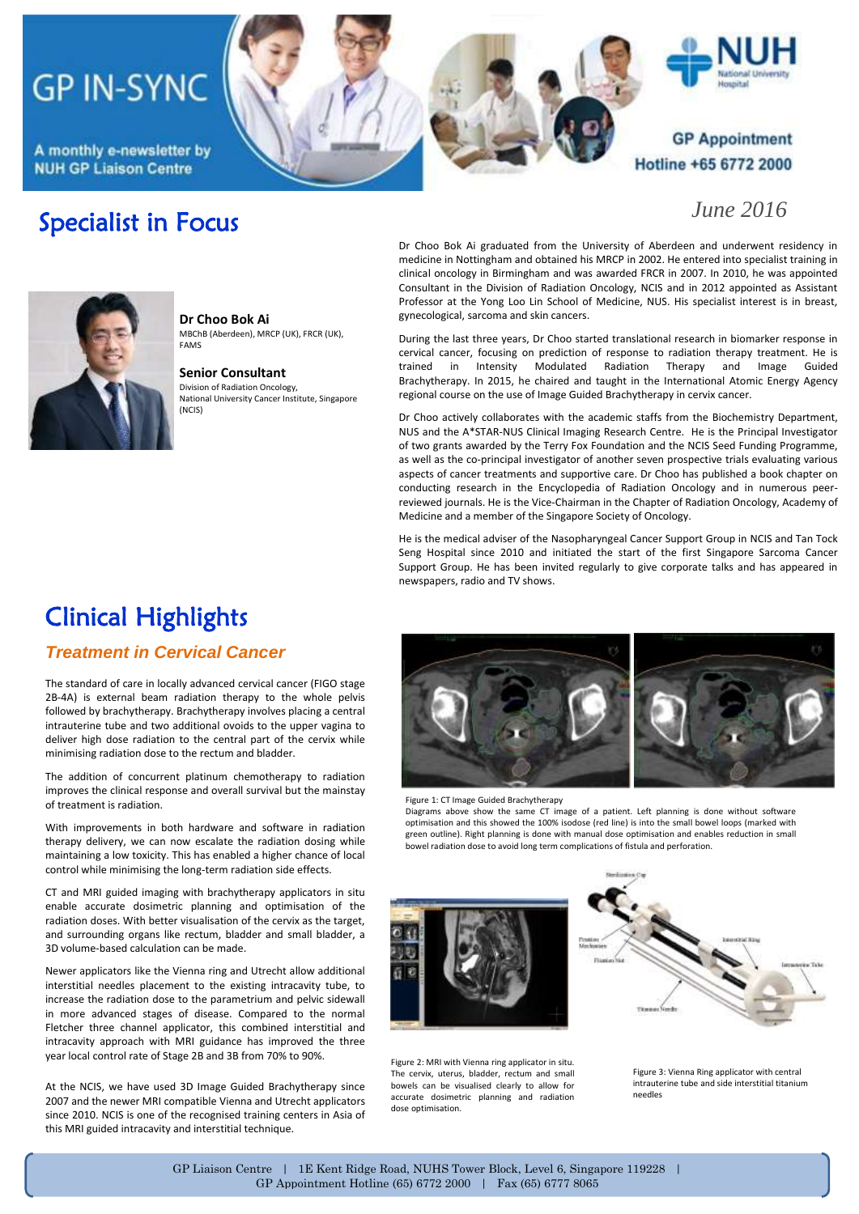# GP IN-SYNC

A monthly e-newsletter by NUH GP Liaison Centre

GP Appointment Hotline +65 6772 2000

*June 2016*

## Specialist in Focus

**Dr Choo Bok Ai**
MBChB (Aberdeen), MRCP (UK), FRCR (UK), FAMS

**Senior Consultant**
Division of Radiation Oncology,
National University Cancer Institute, Singapore (NCIS)

Dr Choo Bok Ai graduated from the University of Aberdeen and underwent residency in medicine in Nottingham and obtained his MRCP in 2002. He entered into specialist training in clinical oncology in Birmingham and was awarded FRCR in 2007. In 2010, he was appointed Consultant in the Division of Radiation Oncology, NCIS and in 2012 appointed as Assistant Professor at the Yong Loo Lin School of Medicine, NUS. His specialist interest is in breast, gynecological, sarcoma and skin cancers.

During the last three years, Dr Choo started translational research in biomarker response in cervical cancer, focusing on prediction of response to radiation therapy treatment. He is trained in Intensity Modulated Radiation Therapy and Image Guided Brachytherapy. In 2015, he chaired and taught in the International Atomic Energy Agency regional course on the use of Image Guided Brachytherapy in cervix cancer.

Dr Choo actively collaborates with the academic staffs from the Biochemistry Department, NUS and the A*STAR-NUS Clinical Imaging Research Centre. He is the Principal Investigator of two grants awarded by the Terry Fox Foundation and the NCIS Seed Funding Programme, as well as the co-principal investigator of another seven prospective trials evaluating various aspects of cancer treatments and supportive care. Dr Choo has published a book chapter on conducting research in the Encyclopedia of Radiation Oncology and in numerous peer-reviewed journals. He is the Vice-Chairman in the Chapter of Radiation Oncology, Academy of Medicine and a member of the Singapore Society of Oncology.

He is the medical adviser of the Nasopharyngeal Cancer Support Group in NCIS and Tan Tock Seng Hospital since 2010 and initiated the start of the first Singapore Sarcoma Cancer Support Group. He has been invited regularly to give corporate talks and has appeared in newspapers, radio and TV shows.

## Clinical Highlights

### *Treatment in Cervical Cancer*

The standard of care in locally advanced cervical cancer (FIGO stage 2B-4A) is external beam radiation therapy to the whole pelvis followed by brachytherapy. Brachytherapy involves placing a central intrauterine tube and two additional ovoids to the upper vagina to deliver high dose radiation to the central part of the cervix while minimising radiation dose to the rectum and bladder.

The addition of concurrent platinum chemotherapy to radiation improves the clinical response and overall survival but the mainstay of treatment is radiation.

With improvements in both hardware and software in radiation therapy delivery, we can now escalate the radiation dosing while maintaining a low toxicity. This has enabled a higher chance of local control while minimising the long-term radiation side effects.

CT and MRI guided imaging with brachytherapy applicators in situ enable accurate dosimetric planning and optimisation of the radiation doses. With better visualisation of the cervix as the target, and surrounding organs like rectum, bladder and small bladder, a 3D volume-based calculation can be made.

Newer applicators like the Vienna ring and Utrecht allow additional interstitial needles placement to the existing intracavity tube, to increase the radiation dose to the parametrium and pelvic sidewall in more advanced stages of disease. Compared to the normal Fletcher three channel applicator, this combined interstitial and intracavity approach with MRI guidance has improved the three year local control rate of Stage 2B and 3B from 70% to 90%.

At the NCIS, we have used 3D Image Guided Brachytherapy since 2007 and the newer MRI compatible Vienna and Utrecht applicators since 2010. NCIS is one of the recognised training centers in Asia of this MRI guided intracavity and interstitial technique.

Figure 1: CT Image Guided Brachytherapy
Diagrams above show the same CT image of a patient. Left planning is done without software optimisation and this showed the 100% isodose (red line) is into the small bowel loops (marked with green outline). Right planning is done with manual dose optimisation and enables reduction in small bowel radiation dose to avoid long term complications of fistula and perforation.

Figure 2: MRI with Vienna ring applicator in situ. The cervix, uterus, bladder, rectum and small bowels can be visualised clearly to allow for accurate dosimetric planning and radiation dose optimisation.

Figure 3: Vienna Ring applicator with central intrauterine tube and side interstitial titanium needles

GP Liaison Centre | 1E Kent Ridge Road, NUHS Tower Block, Level 6, Singapore 119228 | GP Appointment Hotline (65) 6772 2000 | Fax (65) 6777 8065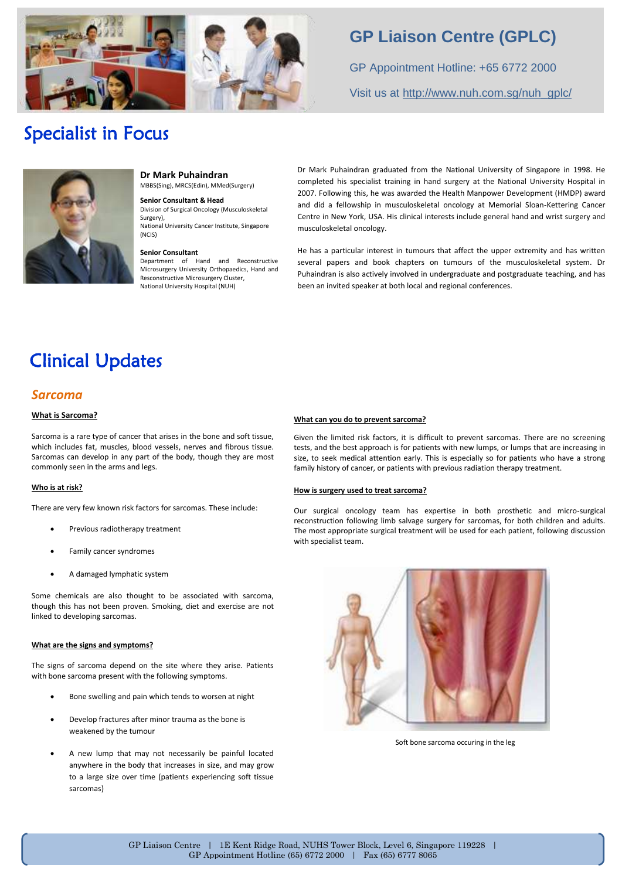# GP Liaison Centre (GPLC)

GP Appointment Hotline: +65 6772 2000

Visit us at http://www.nuh.com.sg/nuh_gplc/

# Specialist in Focus

**Dr Mark Puhaindran**
MBBS(Sing), MRCS(Edin), MMed(Surgery)

**Senior Consultant & Head**
Division of Surgical Oncology (Musculoskeletal Surgery),
National University Cancer Institute, Singapore (NCIS)

**Senior Consultant**
Department of Hand and Reconstructive Microsurgery University Orthopaedics, Hand and Resconstructive Microsurgery Cluster,
National University Hospital (NUH)

Dr Mark Puhaindran graduated from the National University of Singapore in 1998. He completed his specialist training in hand surgery at the National University Hospital in 2007. Following this, he was awarded the Health Manpower Development (HMDP) award and did a fellowship in musculoskeletal oncology at Memorial Sloan-Kettering Cancer Centre in New York, USA. His clinical interests include general hand and wrist surgery and musculoskeletal oncology.

He has a particular interest in tumours that affect the upper extremity and has written several papers and book chapters on tumours of the musculoskeletal system. Dr Puhaindran is also actively involved in undergraduate and postgraduate teaching, and has been an invited speaker at both local and regional conferences.

# Clinical Updates

## *Sarcoma*

**What is Sarcoma?**

Sarcoma is a rare type of cancer that arises in the bone and soft tissue, which includes fat, muscles, blood vessels, nerves and fibrous tissue. Sarcomas can develop in any part of the body, though they are most commonly seen in the arms and legs.

**Who is at risk?**

There are very few known risk factors for sarcomas. These include:

- Previous radiotherapy treatment
- Family cancer syndromes
- A damaged lymphatic system

Some chemicals are also thought to be associated with sarcoma, though this has not been proven. Smoking, diet and exercise are not linked to developing sarcomas.

**What are the signs and symptoms?**

The signs of sarcoma depend on the site where they arise. Patients with bone sarcoma present with the following symptoms.

- Bone swelling and pain which tends to worsen at night
- Develop fractures after minor trauma as the bone is weakened by the tumour
- A new lump that may not necessarily be painful located anywhere in the body that increases in size, and may grow to a large size over time (patients experiencing soft tissue sarcomas)

**What can you do to prevent sarcoma?**

Given the limited risk factors, it is difficult to prevent sarcomas. There are no screening tests, and the best approach is for patients with new lumps, or lumps that are increasing in size, to seek medical attention early. This is especially so for patients who have a strong family history of cancer, or patients with previous radiation therapy treatment.

**How is surgery used to treat sarcoma?**

Our surgical oncology team has expertise in both prosthetic and micro-surgical reconstruction following limb salvage surgery for sarcomas, for both children and adults. The most appropriate surgical treatment will be used for each patient, following discussion with specialist team.

Soft bone sarcoma occuring in the leg

GP Liaison Centre | 1E Kent Ridge Road, NUHS Tower Block, Level 6, Singapore 119228 |
GP Appointment Hotline (65) 6772 2000 | Fax (65) 6777 8065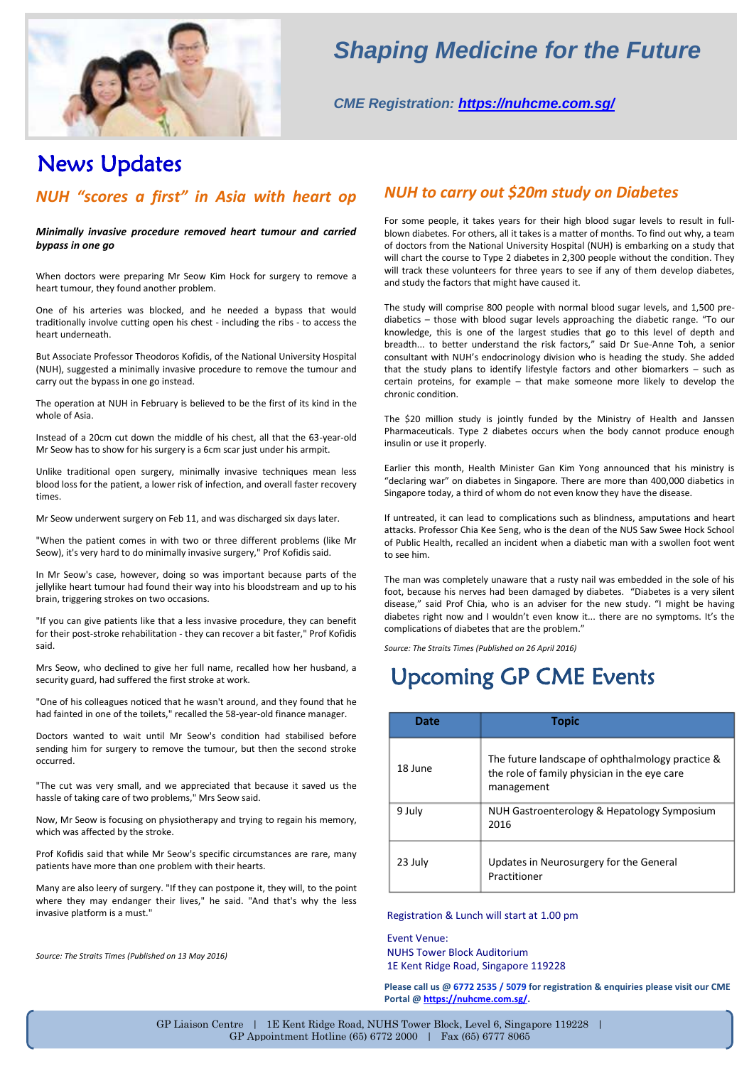# Shaping Medicine for the Future

*CME Registration: https://nuhcme.com.sg/*

# News Updates

## NUH "scores a first" in Asia with heart op

***Minimally invasive procedure removed heart tumour and carried bypass in one go***

When doctors were preparing Mr Seow Kim Hock for surgery to remove a heart tumour, they found another problem.

One of his arteries was blocked, and he needed a bypass that would traditionally involve cutting open his chest - including the ribs - to access the heart underneath.

But Associate Professor Theodoros Kofidis, of the National University Hospital (NUH), suggested a minimally invasive procedure to remove the tumour and carry out the bypass in one go instead.

The operation at NUH in February is believed to be the first of its kind in the whole of Asia.

Instead of a 20cm cut down the middle of his chest, all that the 63-year-old Mr Seow has to show for his surgery is a 6cm scar just under his armpit.

Unlike traditional open surgery, minimally invasive techniques mean less blood loss for the patient, a lower risk of infection, and overall faster recovery times.

Mr Seow underwent surgery on Feb 11, and was discharged six days later.

"When the patient comes in with two or three different problems (like Mr Seow), it's very hard to do minimally invasive surgery," Prof Kofidis said.

In Mr Seow's case, however, doing so was important because parts of the jellylike heart tumour had found their way into his bloodstream and up to his brain, triggering strokes on two occasions.

"If you can give patients like that a less invasive procedure, they can benefit for their post-stroke rehabilitation - they can recover a bit faster," Prof Kofidis said.

Mrs Seow, who declined to give her full name, recalled how her husband, a security guard, had suffered the first stroke at work.

"One of his colleagues noticed that he wasn't around, and they found that he had fainted in one of the toilets," recalled the 58-year-old finance manager.

Doctors wanted to wait until Mr Seow's condition had stabilised before sending him for surgery to remove the tumour, but then the second stroke occurred.

"The cut was very small, and we appreciated that because it saved us the hassle of taking care of two problems," Mrs Seow said.

Now, Mr Seow is focusing on physiotherapy and trying to regain his memory, which was affected by the stroke.

Prof Kofidis said that while Mr Seow's specific circumstances are rare, many patients have more than one problem with their hearts.

Many are also leery of surgery. "If they can postpone it, they will, to the point where they may endanger their lives," he said. "And that's why the less invasive platform is a must."

*Source: The Straits Times (Published on 13 May 2016)*

## NUH to carry out $20m study on Diabetes

For some people, it takes years for their high blood sugar levels to result in full-blown diabetes. For others, all it takes is a matter of months. To find out why, a team of doctors from the National University Hospital (NUH) is embarking on a study that will chart the course to Type 2 diabetes in 2,300 people without the condition. They will track these volunteers for three years to see if any of them develop diabetes, and study the factors that might have caused it.

The study will comprise 800 people with normal blood sugar levels, and 1,500 pre-diabetics – those with blood sugar levels approaching the diabetic range. "To our knowledge, this is one of the largest studies that go to this level of depth and breadth... to better understand the risk factors," said Dr Sue-Anne Toh, a senior consultant with NUH's endocrinology division who is heading the study. She added that the study plans to identify lifestyle factors and other biomarkers – such as certain proteins, for example – that make someone more likely to develop the chronic condition.

The $20 million study is jointly funded by the Ministry of Health and Janssen Pharmaceuticals. Type 2 diabetes occurs when the body cannot produce enough insulin or use it properly.

Earlier this month, Health Minister Gan Kim Yong announced that his ministry is "declaring war" on diabetes in Singapore. There are more than 400,000 diabetics in Singapore today, a third of whom do not even know they have the disease.

If untreated, it can lead to complications such as blindness, amputations and heart attacks. Professor Chia Kee Seng, who is the dean of the NUS Saw Swee Hock School of Public Health, recalled an incident when a diabetic man with a swollen foot went to see him.

The man was completely unaware that a rusty nail was embedded in the sole of his foot, because his nerves had been damaged by diabetes. "Diabetes is a very silent disease," said Prof Chia, who is an adviser for the new study. "I might be having diabetes right now and I wouldn't even know it... there are no symptoms. It's the complications of diabetes that are the problem."

*Source: The Straits Times (Published on 26 April 2016)*

# Upcoming GP CME Events

| Date | Topic |
|---|---|
| 18 June | The future landscape of ophthalmology practice & the role of family physician in the eye care management |
| 9 July | NUH Gastroenterology & Hepatology Symposium 2016 |
| 23 July | Updates in Neurosurgery for the General Practitioner |

Registration & Lunch will start at 1.00 pm

Event Venue:
NUHS Tower Block Auditorium
1E Kent Ridge Road, Singapore 119228

**Please call us @ 6772 2535 / 5079 for registration & enquiries please visit our CME Portal @ https://nuhcme.com.sg/.**

GP Liaison Centre | 1E Kent Ridge Road, NUHS Tower Block, Level 6, Singapore 119228 | GP Appointment Hotline (65) 6772 2000 | Fax (65) 6777 8065